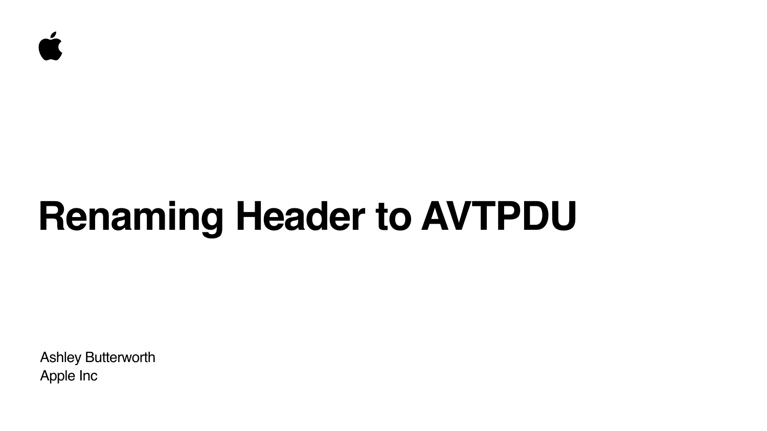# Renaming Header to AVTPDU

Ashley Butterworth
Apple Inc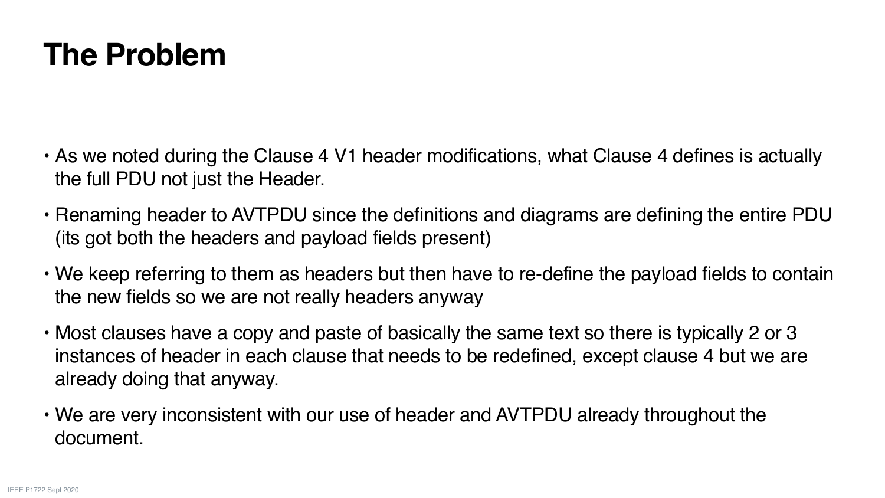# The Problem

- As we noted during the Clause 4 V1 header modifications, what Clause 4 defines is actually the full PDU not just the Header.
- Renaming header to AVTPDU since the definitions and diagrams are defining the entire PDU (its got both the headers and payload fields present)
- We keep referring to them as headers but then have to re-define the payload fields to contain the new fields so we are not really headers anyway
- Most clauses have a copy and paste of basically the same text so there is typically 2 or 3 instances of header in each clause that needs to be redefined, except clause 4 but we are already doing that anyway.
- We are very inconsistent with our use of header and AVTPDU already throughout the document.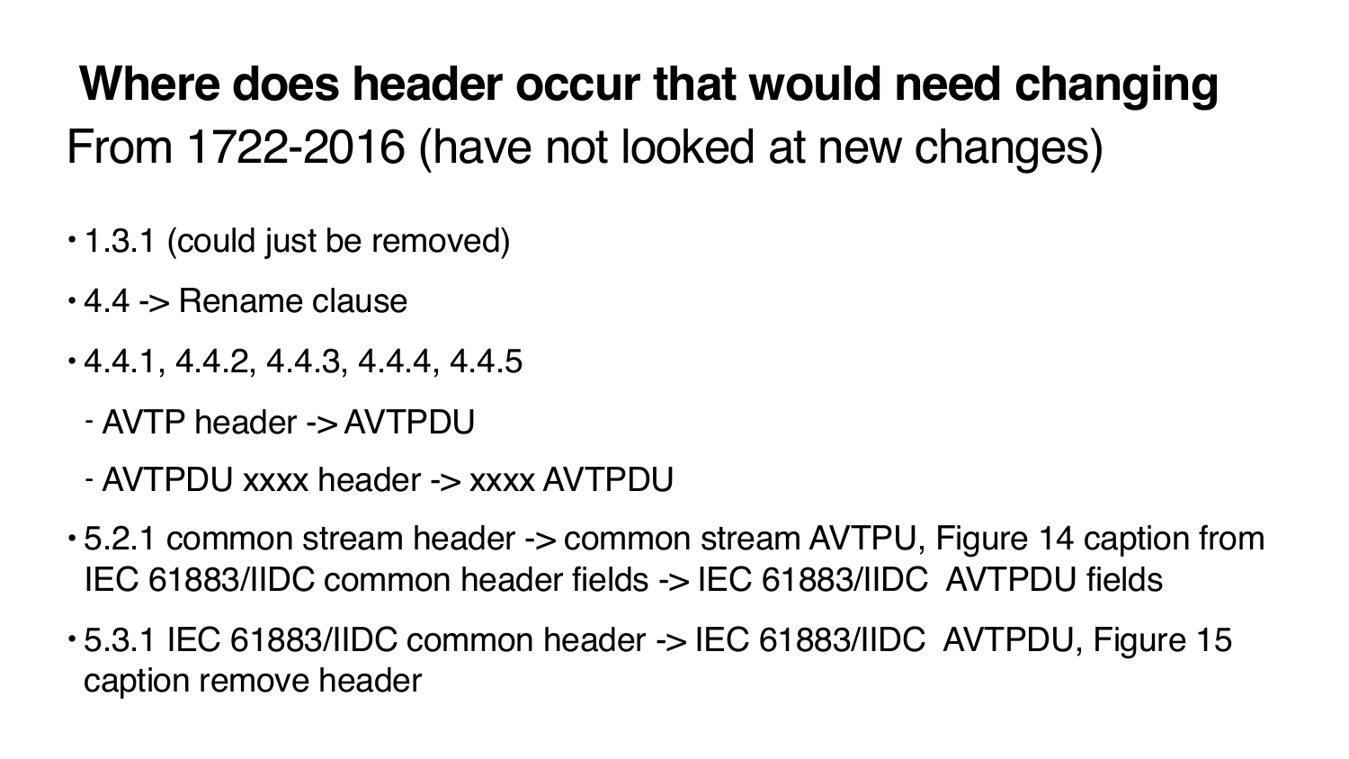# Where does header occur that would need changing

From 1722-2016 (have not looked at new changes)

- 1.3.1 (could just be removed)
- 4.4 -> Rename clause
- 4.4.1, 4.4.2, 4.4.3, 4.4.4, 4.4.5
  - AVTP header -> AVTPDU
  - AVTPDU xxxx header -> xxxx AVTPDU
- 5.2.1 common stream header -> common stream AVTPU, Figure 14 caption from IEC 61883/IIDC common header fields -> IEC 61883/IIDC AVTPDU fields
- 5.3.1 IEC 61883/IIDC common header -> IEC 61883/IIDC AVTPDU, Figure 15 caption remove header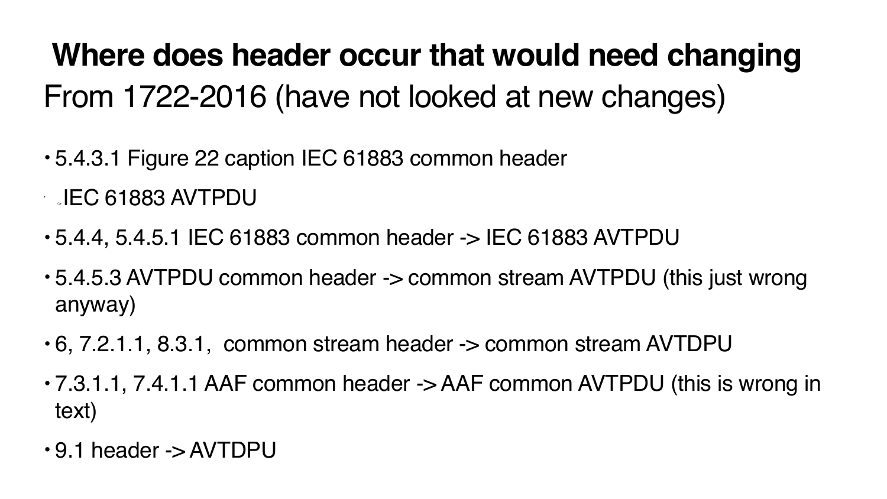# Where does header occur that would need changing

From 1722-2016 (have not looked at new changes)

- 5.4.3.1 Figure 22 caption IEC 61883 common header
  - IEC 61883 AVTPDU
- 5.4.4, 5.4.5.1 IEC 61883 common header -> IEC 61883 AVTPDU
- 5.4.5.3 AVTPDU common header -> common stream AVTPDU (this just wrong anyway)
- 6, 7.2.1.1, 8.3.1,  common stream header -> common stream AVTDPU
- 7.3.1.1, 7.4.1.1 AAF common header -> AAF common AVTPDU (this is wrong in text)
- 9.1 header -> AVTDPU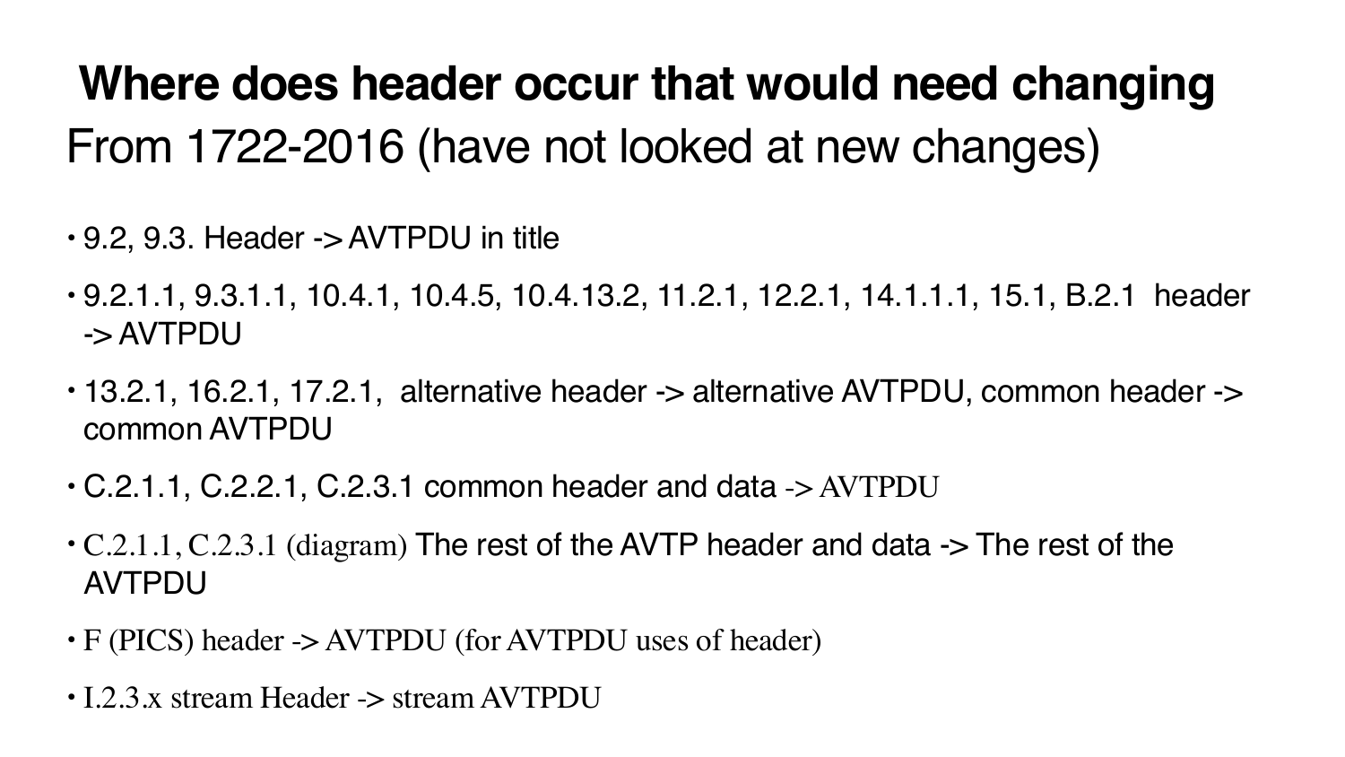# Where does header occur that would need changing

From 1722-2016 (have not looked at new changes)

- 9.2, 9.3. Header -> AVTPDU in title
- 9.2.1.1, 9.3.1.1, 10.4.1, 10.4.5, 10.4.13.2, 11.2.1, 12.2.1, 14.1.1.1, 15.1, B.2.1 header -> AVTPDU
- 13.2.1, 16.2.1, 17.2.1, alternative header -> alternative AVTPDU, common header -> common AVTPDU
- C.2.1.1, C.2.2.1, C.2.3.1 common header and data -> AVTPDU
- C.2.1.1, C.2.3.1 (diagram) The rest of the AVTP header and data -> The rest of the AVTPDU
- F (PICS) header -> AVTPDU (for AVTPDU uses of header)
- I.2.3.x stream Header -> stream AVTPDU